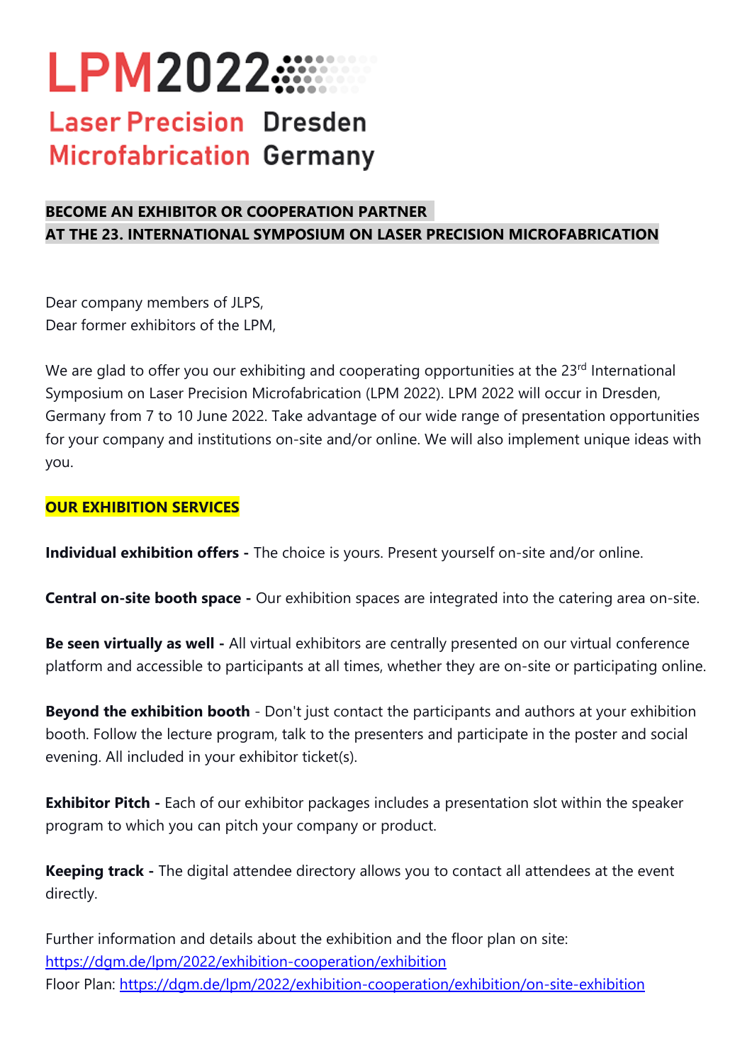# LPM2022

## Laser Precision Microfabrication Dresden Germany

**BECOME AN EXHIBITOR OR COOPERATION PARTNER**
**AT THE 23. INTERNATIONAL SYMPOSIUM ON LASER PRECISION MICROFABRICATION**

Dear company members of JLPS,
Dear former exhibitors of the LPM,

We are glad to offer you our exhibiting and cooperating opportunities at the 23rd International Symposium on Laser Precision Microfabrication (LPM 2022). LPM 2022 will occur in Dresden, Germany from 7 to 10 June 2022. Take advantage of our wide range of presentation opportunities for your company and institutions on-site and/or online. We will also implement unique ideas with you.

**OUR EXHIBITION SERVICES**

**Individual exhibition offers -** The choice is yours. Present yourself on-site and/or online.

**Central on-site booth space -** Our exhibition spaces are integrated into the catering area on-site.

**Be seen virtually as well -** All virtual exhibitors are centrally presented on our virtual conference platform and accessible to participants at all times, whether they are on-site or participating online.

**Beyond the exhibition booth** - Don't just contact the participants and authors at your exhibition booth. Follow the lecture program, talk to the presenters and participate in the poster and social evening. All included in your exhibitor ticket(s).

**Exhibitor Pitch -** Each of our exhibitor packages includes a presentation slot within the speaker program to which you can pitch your company or product.

**Keeping track -** The digital attendee directory allows you to contact all attendees at the event directly.

Further information and details about the exhibition and the floor plan on site:
https://dgm.de/lpm/2022/exhibition-cooperation/exhibition
Floor Plan: https://dgm.de/lpm/2022/exhibition-cooperation/exhibition/on-site-exhibition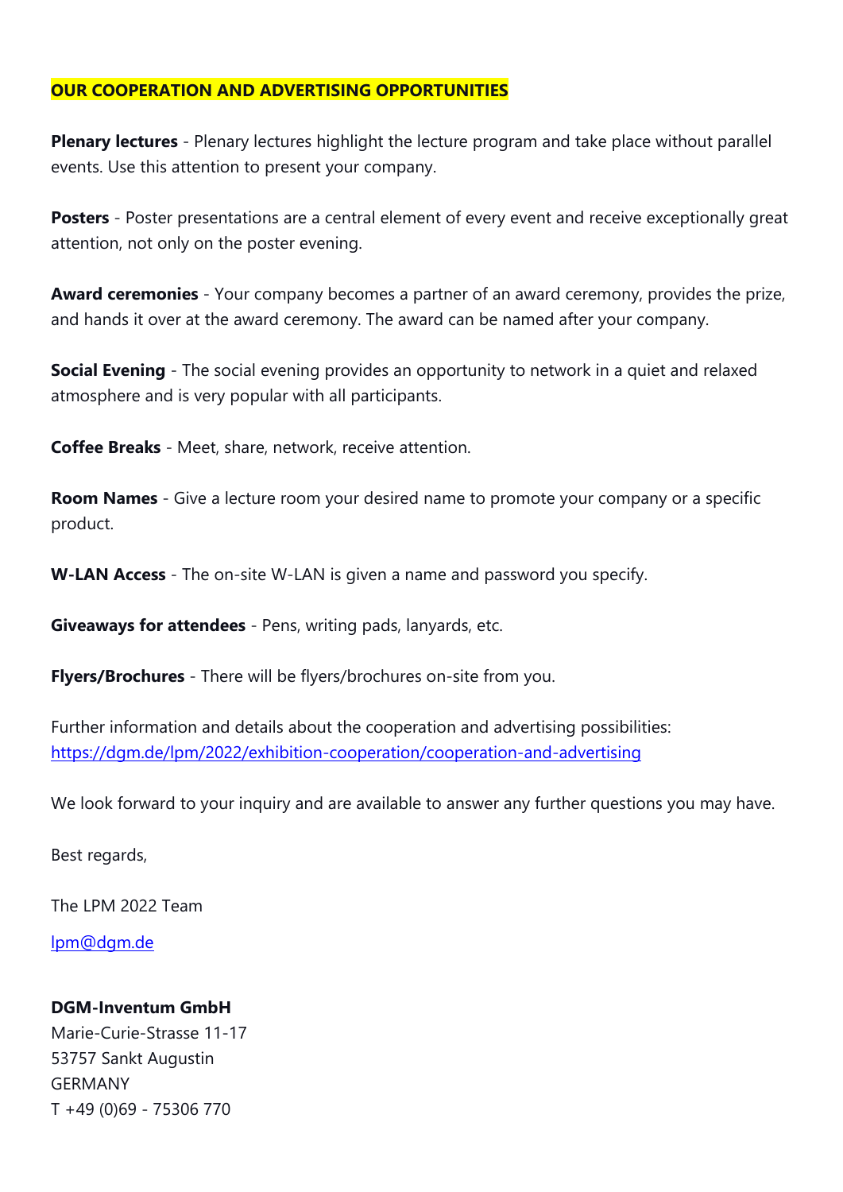**OUR COOPERATION AND ADVERTISING OPPORTUNITIES**

**Plenary lectures** - Plenary lectures highlight the lecture program and take place without parallel events. Use this attention to present your company.

**Posters** - Poster presentations are a central element of every event and receive exceptionally great attention, not only on the poster evening.

**Award ceremonies** - Your company becomes a partner of an award ceremony, provides the prize, and hands it over at the award ceremony. The award can be named after your company.

**Social Evening** - The social evening provides an opportunity to network in a quiet and relaxed atmosphere and is very popular with all participants.

**Coffee Breaks** - Meet, share, network, receive attention.

**Room Names** - Give a lecture room your desired name to promote your company or a specific product.

**W-LAN Access** - The on-site W-LAN is given a name and password you specify.

**Giveaways for attendees** - Pens, writing pads, lanyards, etc.

**Flyers/Brochures** - There will be flyers/brochures on-site from you.

Further information and details about the cooperation and advertising possibilities:
https://dgm.de/lpm/2022/exhibition-cooperation/cooperation-and-advertising

We look forward to your inquiry and are available to answer any further questions you may have.

Best regards,

The LPM 2022 Team

lpm@dgm.de

**DGM-Inventum GmbH**
Marie-Curie-Strasse 11-17
53757 Sankt Augustin
GERMANY
T +49 (0)69 - 75306 770